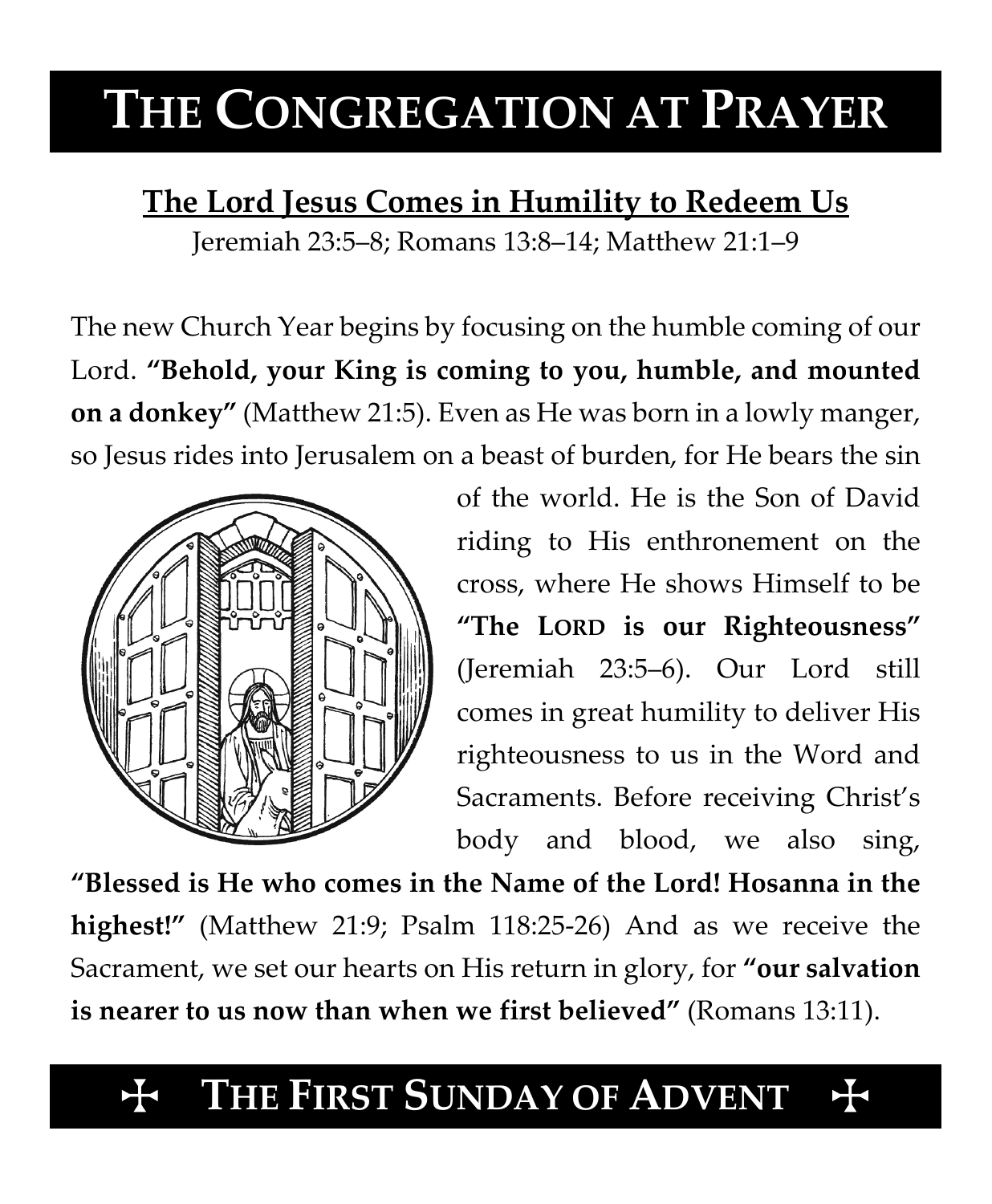# THE CONGREGATION AT PRAYER

## The Lord Jesus Comes in Humility to Redeem Us

Jeremiah 23:5–8; Romans 13:8–14; Matthew 21:1–9

The new Church Year begins by focusing on the humble coming of our Lord. **"Behold, your King is coming to you, humble, and mounted on a donkey"** (Matthew 21:5). Even as He was born in a lowly manger, so Jesus rides into Jerusalem on a beast of burden, for He bears the sin of the world. He is the Son of David riding to His enthronement on the cross, where He shows Himself to be **"The LORD is our Righteousness"** (Jeremiah 23:5–6). Our Lord still comes in great humility to deliver His righteousness to us in the Word and Sacraments. Before receiving Christ's body and blood, we also sing, **"Blessed is He who comes in the Name of the Lord! Hosanna in the highest!"** (Matthew 21:9; Psalm 118:25-26) And as we receive the Sacrament, we set our hearts on His return in glory, for **"our salvation is nearer to us now than when we first believed"** (Romans 13:11).

## ✠ THE FIRST SUNDAY OF ADVENT ✠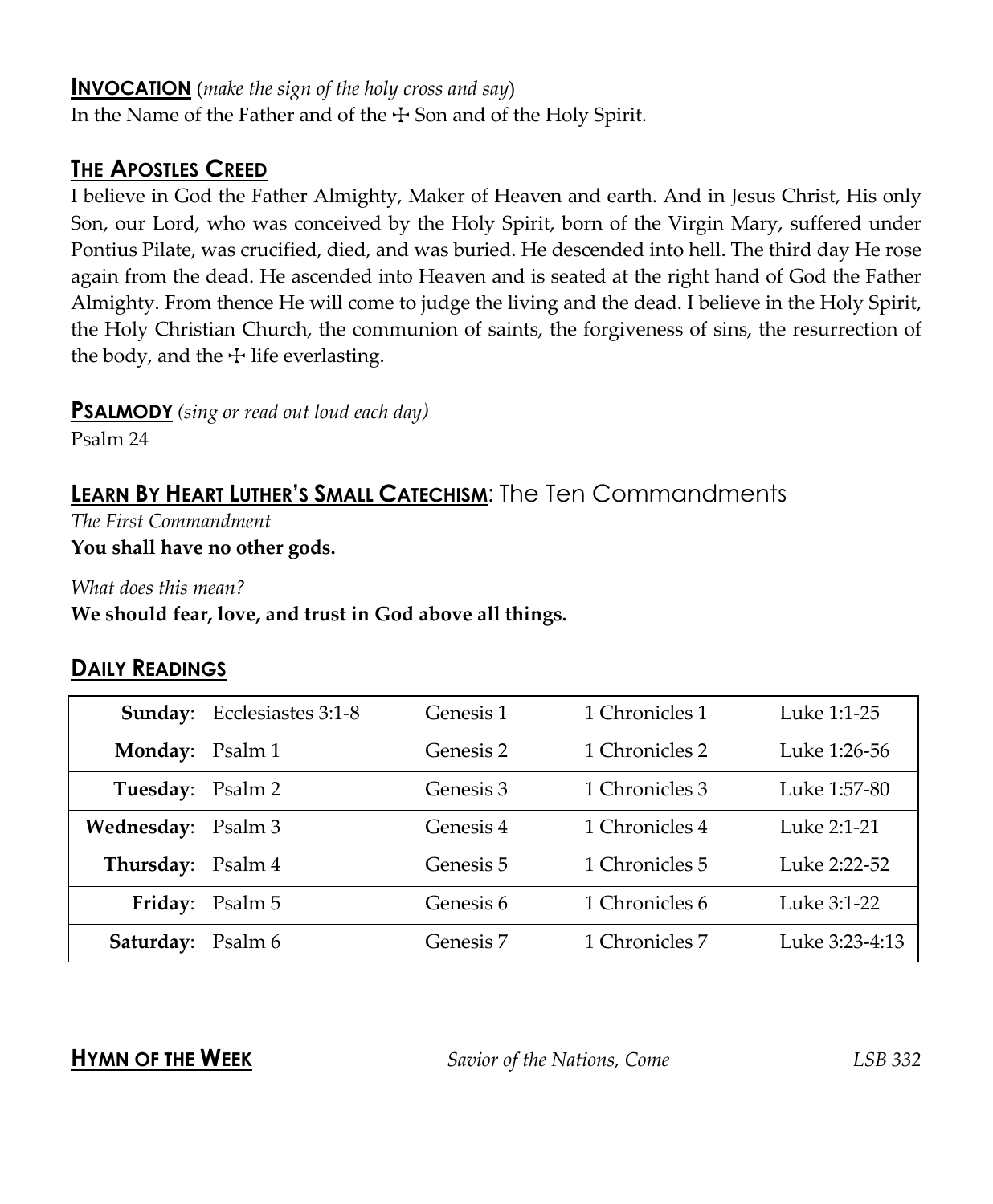## **INVOCATION** (*make the sign of the holy cross and say*)

In the Name of the Father and of the ☩ Son and of the Holy Spirit.

## **THE APOSTLES CREED**

I believe in God the Father Almighty, Maker of Heaven and earth. And in Jesus Christ, His only Son, our Lord, who was conceived by the Holy Spirit, born of the Virgin Mary, suffered under Pontius Pilate, was crucified, died, and was buried. He descended into hell. The third day He rose again from the dead. He ascended into Heaven and is seated at the right hand of God the Father Almighty. From thence He will come to judge the living and the dead. I believe in the Holy Spirit, the Holy Christian Church, the communion of saints, the forgiveness of sins, the resurrection of the body, and the ☩ life everlasting.

## **PSALMODY** *(sing or read out loud each day)*

Psalm 24

## **LEARN BY HEART LUTHER'S SMALL CATECHISM**: The Ten Commandments

*The First Commandment*
**You shall have no other gods.**

*What does this mean?*
**We should fear, love, and trust in God above all things.**

## **DAILY READINGS**

| | | | | |
|---|---|---|---|---|
| **Sunday**: | Ecclesiastes 3:1-8 | Genesis 1 | 1 Chronicles 1 | Luke 1:1-25 |
| **Monday**: | Psalm 1 | Genesis 2 | 1 Chronicles 2 | Luke 1:26-56 |
| **Tuesday**: | Psalm 2 | Genesis 3 | 1 Chronicles 3 | Luke 1:57-80 |
| **Wednesday**: | Psalm 3 | Genesis 4 | 1 Chronicles 4 | Luke 2:1-21 |
| **Thursday**: | Psalm 4 | Genesis 5 | 1 Chronicles 5 | Luke 2:22-52 |
| **Friday**: | Psalm 5 | Genesis 6 | 1 Chronicles 6 | Luke 3:1-22 |
| **Saturday**: | Psalm 6 | Genesis 7 | 1 Chronicles 7 | Luke 3:23-4:13 |

**HYMN OF THE WEEK** *Savior of the Nations, Come* *LSB 332*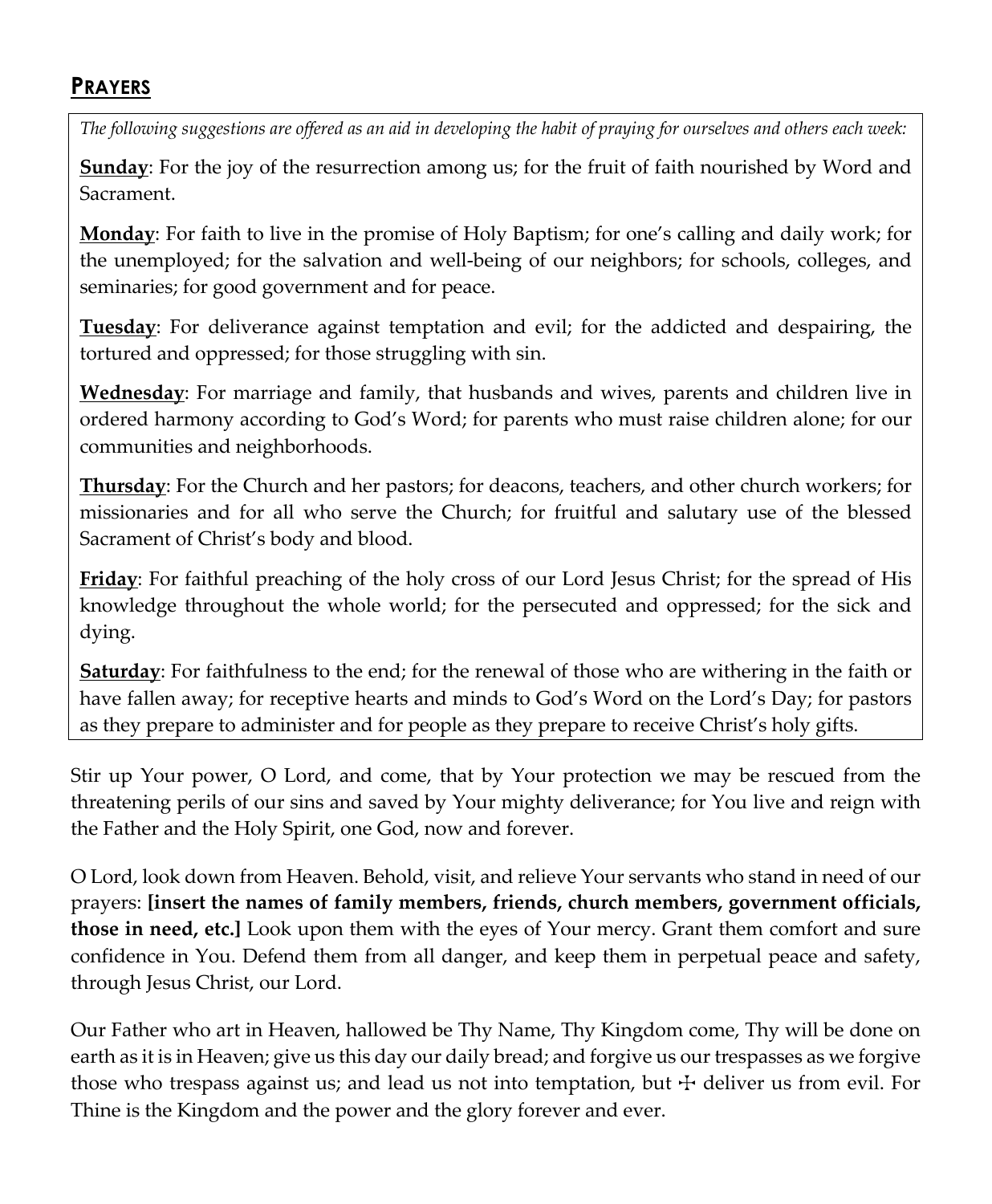## PRAYERS

*The following suggestions are offered as an aid in developing the habit of praying for ourselves and others each week:*

**Sunday**: For the joy of the resurrection among us; for the fruit of faith nourished by Word and Sacrament.

**Monday**: For faith to live in the promise of Holy Baptism; for one's calling and daily work; for the unemployed; for the salvation and well-being of our neighbors; for schools, colleges, and seminaries; for good government and for peace.

**Tuesday**: For deliverance against temptation and evil; for the addicted and despairing, the tortured and oppressed; for those struggling with sin.

**Wednesday**: For marriage and family, that husbands and wives, parents and children live in ordered harmony according to God's Word; for parents who must raise children alone; for our communities and neighborhoods.

**Thursday**: For the Church and her pastors; for deacons, teachers, and other church workers; for missionaries and for all who serve the Church; for fruitful and salutary use of the blessed Sacrament of Christ's body and blood.

**Friday**: For faithful preaching of the holy cross of our Lord Jesus Christ; for the spread of His knowledge throughout the whole world; for the persecuted and oppressed; for the sick and dying.

**Saturday**: For faithfulness to the end; for the renewal of those who are withering in the faith or have fallen away; for receptive hearts and minds to God's Word on the Lord's Day; for pastors as they prepare to administer and for people as they prepare to receive Christ's holy gifts.

Stir up Your power, O Lord, and come, that by Your protection we may be rescued from the threatening perils of our sins and saved by Your mighty deliverance; for You live and reign with the Father and the Holy Spirit, one God, now and forever.

O Lord, look down from Heaven. Behold, visit, and relieve Your servants who stand in need of our prayers: **[insert the names of family members, friends, church members, government officials, those in need, etc.]** Look upon them with the eyes of Your mercy. Grant them comfort and sure confidence in You. Defend them from all danger, and keep them in perpetual peace and safety, through Jesus Christ, our Lord.

Our Father who art in Heaven, hallowed be Thy Name, Thy Kingdom come, Thy will be done on earth as it is in Heaven; give us this day our daily bread; and forgive us our trespasses as we forgive those who trespass against us; and lead us not into temptation, but ☩ deliver us from evil. For Thine is the Kingdom and the power and the glory forever and ever.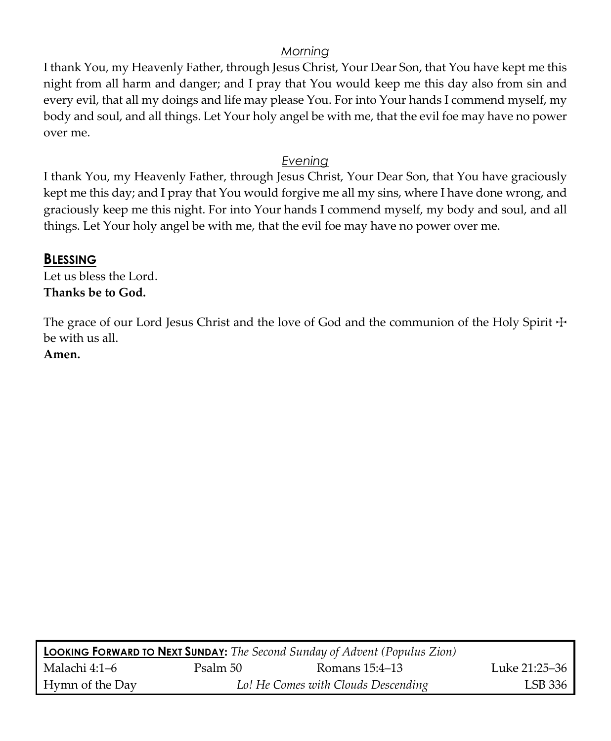*Morning*

I thank You, my Heavenly Father, through Jesus Christ, Your Dear Son, that You have kept me this night from all harm and danger; and I pray that You would keep me this day also from sin and every evil, that all my doings and life may please You. For into Your hands I commend myself, my body and soul, and all things. Let Your holy angel be with me, that the evil foe may have no power over me.

*Evening*

I thank You, my Heavenly Father, through Jesus Christ, Your Dear Son, that You have graciously kept me this day; and I pray that You would forgive me all my sins, where I have done wrong, and graciously keep me this night. For into Your hands I commend myself, my body and soul, and all things. Let Your holy angel be with me, that the evil foe may have no power over me.

## BLESSING

Let us bless the Lord.
**Thanks be to God.**

The grace of our Lord Jesus Christ and the love of God and the communion of the Holy Spirit ☩ be with us all.
**Amen.**

| | | | |
|---|---|---|---|
| **LOOKING FORWARD TO NEXT SUNDAY:** *The Second Sunday of Advent (Populus Zion)* | | | |
| Malachi 4:1–6 | Psalm 50 | Romans 15:4–13 | Luke 21:25–36 |
| Hymn of the Day | *Lo! He Comes with Clouds Descending* | | LSB 336 |